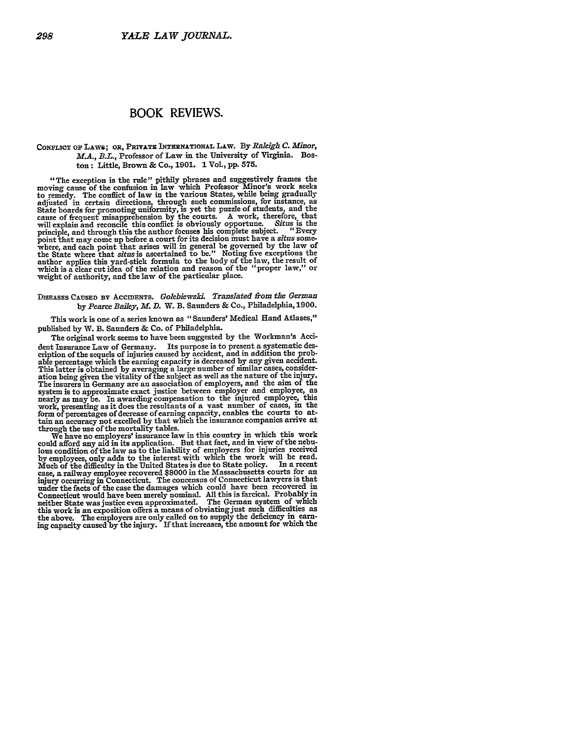# BOOK REVIEWS.

CONFLICT OF LAWS; OR, PRIVATE INTERNATIONAL LAW. By *Raleigh C. Minor, M.A., B.L.*, Professor of Law in the University of Virginia. Boston: Little, Brown & Co., 1901. 1 Vol., pp. 575.

"The exception is the rule" pithily phrases and suggestively frames the moving cause of the confusion in law which Professor Minor's work seeks to remedy. The conflict of law in the various States, while being gradually adjusted in certain directions, through such commissions, for instance, as State boards for promoting uniformity, is yet the puzzle of students, and the cause of frequent misapprehension by the courts. A work, therefore, that will explain and reconcile this conflict is obviously opportune. *Situs* is the principle, and through this the author focuses his complete subject. "Every point that may come up before a court for its decision must have a *situs* somewhere, and each point that arises will in general be governed by the law of the State where that *situs* is ascertained to be." Noting five exceptions the author applies this yard-stick formula to the body of the law, the result of which is a clear cut idea of the relation and reason of the "proper law," or weight of authority, and the law of the particular place.

DISEASES CAUSED BY ACCIDENTS. *Golebiewski. Translated from the German by Pearce Bailey, M. D.* W. B. Saunders & Co., Philadelphia, 1900.

This work is one of a series known as "Saunders' Medical Hand Atlases," published by W. B. Saunders & Co. of Philadelphia.

The original work seems to have been suggested by the Workman's Accident Insurance Law of Germany. Its purpose is to present a systematic description of the sequels of injuries caused by accident, and in addition the probable percentage which the earning capacity is decreased by any given accident. This latter is obtained by averaging a large number of similar cases, consideration being given the vitality of the subject as well as the nature of the injury. The insurers in Germany are an association of employers, and the aim of the system is to approximate exact justice between employer and employee, as nearly as may be. In awarding compensation to the injured employee, this work, presenting as it does the resultants of a vast number of cases, in the form of percentages of decrease of earning capacity, enables the courts to attain an accuracy not excelled by that which the insurance companies arrive at through the use of the mortality tables.

We have no employers' insurance law in this country in which this work could afford any aid in its application. But that fact, and in view of the nebulous condition of the law as to the liability of employers for injuries received by employees, only adds to the interest with which the work will be read. Much of the difficulty in the United States is due to State policy. In a recent case, a railway employee recovered $8000 in the Massachusetts courts for an injury occurring in Connecticut. The concensus of Connecticut lawyers is that under the facts of the case the damages which could have been recovered in Connecticut would have been merely nominal. All this is farcical. Probably in neither State was justice even approximated. The German system of which this work is an exposition offers a means of obviating just such difficulties as the above. The employers are only called on to supply the deficiency in earning capacity caused by the injury. If that increases, the amount for which the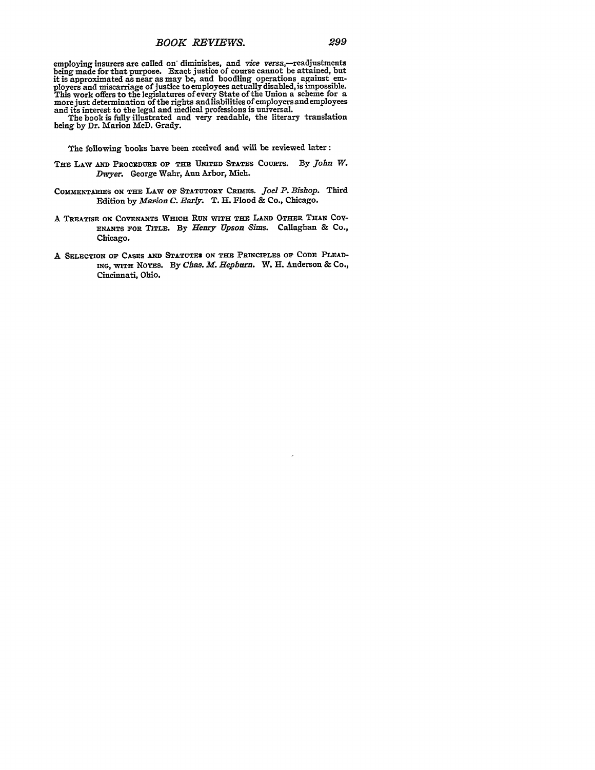employing insurers are called on diminishes, and *vice versa*,—readjustments being made for that purpose. Exact justice of course cannot be attained, but it is approximated as near as may be, and boodling operations against employers and miscarriage of justice to employees actually disabled, is impossible. This work offers to the legislatures of every State of the Union a scheme for a more just determination of the rights and liabilities of employers and employees and its interest to the legal and medical professions is universal.

The book is fully illustrated and very readable, the literary translation being by Dr. Marion McD. Grady.

The following books have been received and will be reviewed later:

THE LAW AND PROCEDURE OF THE UNITED STATES COURTS. By *John W. Dwyer.* George Wahr, Ann Arbor, Mich.

COMMENTARIES ON THE LAW OF STATUTORY CRIMES. *Joel P. Bishop.* Third Edition by *Marion C. Early.* T. H. Flood & Co., Chicago.

A TREATISE ON COVENANTS WHICH RUN WITH THE LAND OTHER THAN COVENANTS FOR TITLE. By *Henry Upson Sims.* Callaghan & Co., Chicago.

A SELECTION OF CASES AND STATUTES ON THE PRINCIPLES OF CODE PLEADING, WITH NOTES. By *Chas. M. Hepburn.* W. H. Anderson & Co., Cincinnati, Ohio.